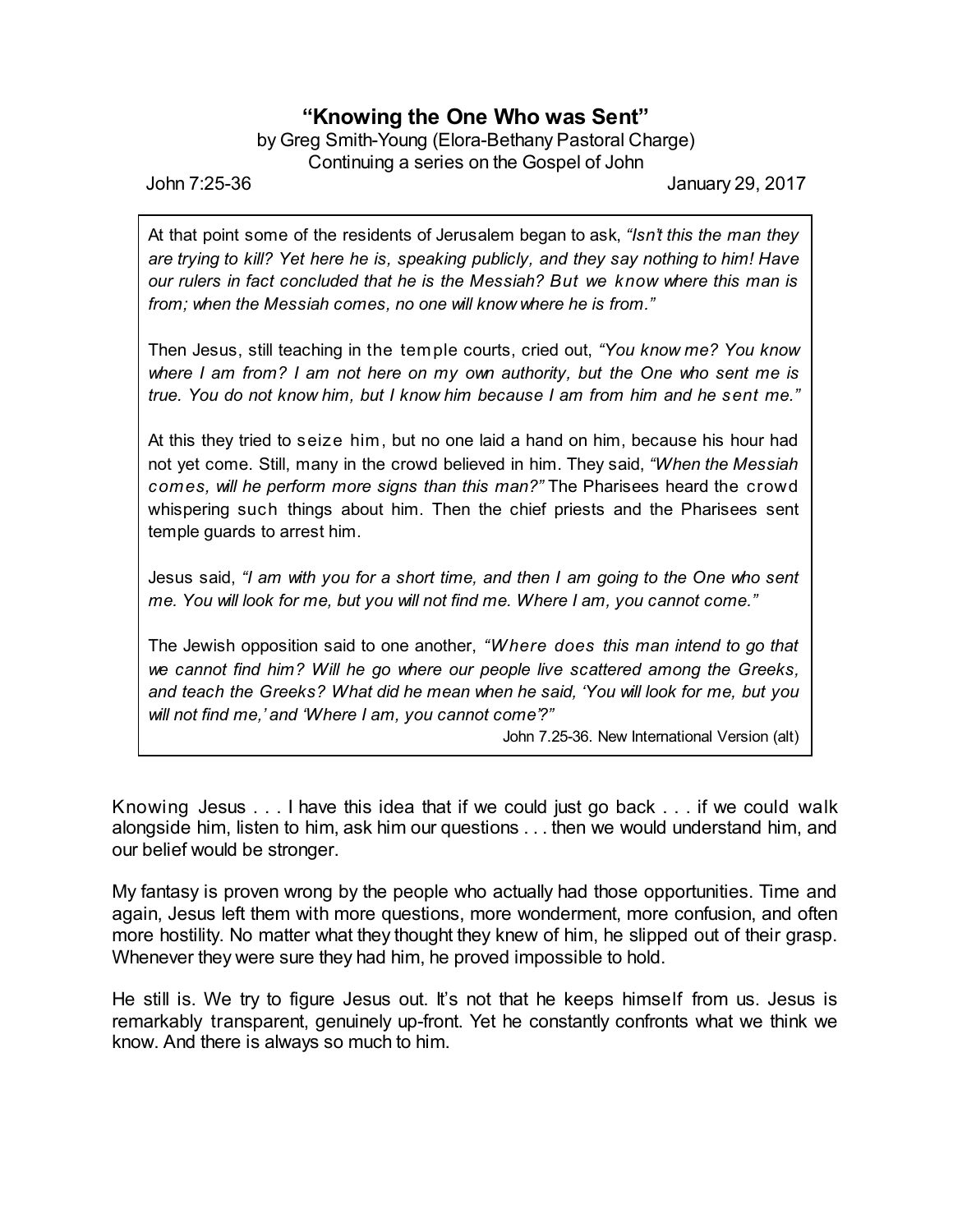# "Knowing the One Who was Sent"

by Greg Smith-Young (Elora-Bethany Pastoral Charge)
Continuing a series on the Gospel of John

John 7:25-36 — January 29, 2017

> At that point some of the residents of Jerusalem began to ask, *"Isn't this the man they are trying to kill? Yet here he is, speaking publicly, and they say nothing to him! Have our rulers in fact concluded that he is the Messiah? But we know where this man is from; when the Messiah comes, no one will know where he is from."*
>
> Then Jesus, still teaching in the temple courts, cried out, *"You know me? You know where I am from? I am not here on my own authority, but the One who sent me is true. You do not know him, but I know him because I am from him and he sent me."*
>
> At this they tried to seize him, but no one laid a hand on him, because his hour had not yet come. Still, many in the crowd believed in him. They said, *"When the Messiah comes, will he perform more signs than this man?"* The Pharisees heard the crowd whispering such things about him. Then the chief priests and the Pharisees sent temple guards to arrest him.
>
> Jesus said, *"I am with you for a short time, and then I am going to the One who sent me. You will look for me, but you will not find me. Where I am, you cannot come."*
>
> The Jewish opposition said to one another, *"Where does this man intend to go that we cannot find him? Will he go where our people live scattered among the Greeks, and teach the Greeks? What did he mean when he said, 'You will look for me, but you will not find me,' and 'Where I am, you cannot come'?"*
>
> John 7.25-36. New International Version (alt)

Knowing Jesus . . . I have this idea that if we could just go back . . . if we could walk alongside him, listen to him, ask him our questions . . . then we would understand him, and our belief would be stronger.

My fantasy is proven wrong by the people who actually had those opportunities. Time and again, Jesus left them with more questions, more wonderment, more confusion, and often more hostility. No matter what they thought they knew of him, he slipped out of their grasp. Whenever they were sure they had him, he proved impossible to hold.

He still is. We try to figure Jesus out. It's not that he keeps himself from us. Jesus is remarkably transparent, genuinely up-front. Yet he constantly confronts what we think we know. And there is always so much to him.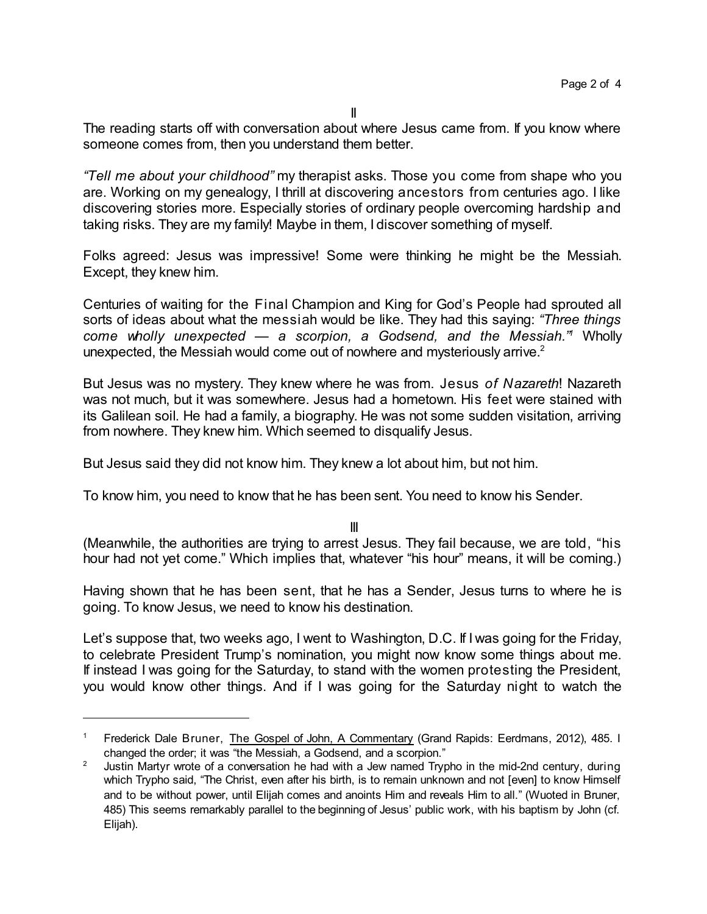II

The reading starts off with conversation about where Jesus came from. If you know where someone comes from, then you understand them better.

*"Tell me about your childhood"* my therapist asks. Those you come from shape who you are. Working on my genealogy, I thrill at discovering ancestors from centuries ago. I like discovering stories more. Especially stories of ordinary people overcoming hardship and taking risks. They are my family! Maybe in them, I discover something of myself.

Folks agreed: Jesus was impressive! Some were thinking he might be the Messiah. Except, they knew him.

Centuries of waiting for the Final Champion and King for God's People had sprouted all sorts of ideas about what the messiah would be like. They had this saying: *"Three things come wholly unexpected — a scorpion, a Godsend, and the Messiah."*[1] Wholly unexpected, the Messiah would come out of nowhere and mysteriously arrive.[2]

But Jesus was no mystery. They knew where he was from. Jesus *of Nazareth*! Nazareth was not much, but it was somewhere. Jesus had a hometown. His feet were stained with its Galilean soil. He had a family, a biography. He was not some sudden visitation, arriving from nowhere. They knew him. Which seemed to disqualify Jesus.

But Jesus said they did not know him. They knew a lot about him, but not him.

To know him, you need to know that he has been sent. You need to know his Sender.

III

(Meanwhile, the authorities are trying to arrest Jesus. They fail because, we are told, "his hour had not yet come." Which implies that, whatever "his hour" means, it will be coming.)

Having shown that he has been sent, that he has a Sender, Jesus turns to where he is going. To know Jesus, we need to know his destination.

Let's suppose that, two weeks ago, I went to Washington, D.C. If I was going for the Friday, to celebrate President Trump's nomination, you might now know some things about me. If instead I was going for the Saturday, to stand with the women protesting the President, you would know other things. And if I was going for the Saturday night to watch the

---

[1] Frederick Dale Bruner, <u>The Gospel of John, A Commentary</u> (Grand Rapids: Eerdmans, 2012), 485. I changed the order; it was "the Messiah, a Godsend, and a scorpion."

[2] Justin Martyr wrote of a conversation he had with a Jew named Trypho in the mid-2nd century, during which Trypho said, "The Christ, even after his birth, is to remain unknown and not [even] to know Himself and to be without power, until Elijah comes and anoints Him and reveals Him to all." (Wuoted in Bruner, 485) This seems remarkably parallel to the beginning of Jesus' public work, with his baptism by John (cf. Elijah).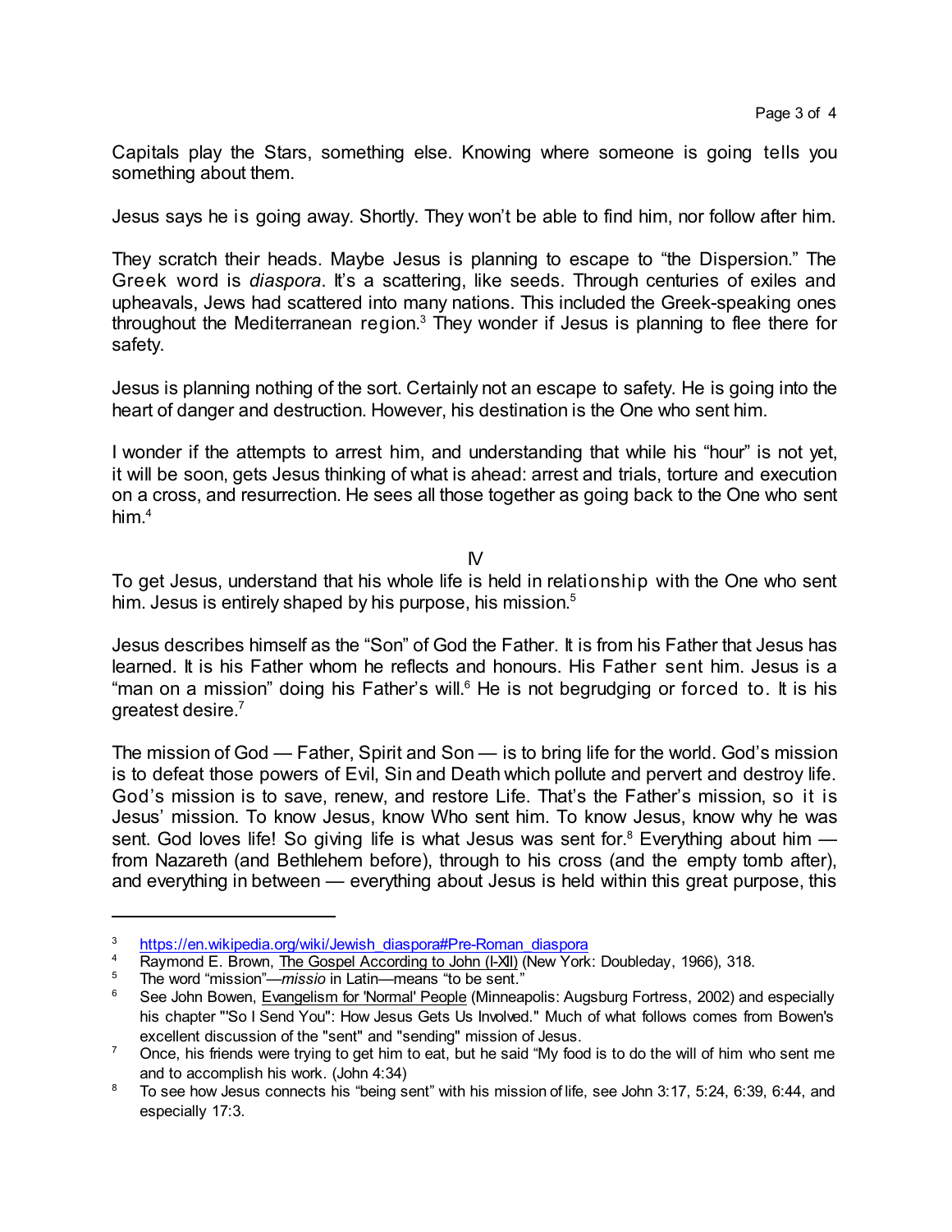Capitals play the Stars, something else. Knowing where someone is going tells you something about them.

Jesus says he is going away. Shortly. They won't be able to find him, nor follow after him.

They scratch their heads. Maybe Jesus is planning to escape to "the Dispersion." The Greek word is *diaspora*. It's a scattering, like seeds. Through centuries of exiles and upheavals, Jews had scattered into many nations. This included the Greek-speaking ones throughout the Mediterranean region.[3] They wonder if Jesus is planning to flee there for safety.

Jesus is planning nothing of the sort. Certainly not an escape to safety. He is going into the heart of danger and destruction. However, his destination is the One who sent him.

I wonder if the attempts to arrest him, and understanding that while his "hour" is not yet, it will be soon, gets Jesus thinking of what is ahead: arrest and trials, torture and execution on a cross, and resurrection. He sees all those together as going back to the One who sent him.[4]

IV

To get Jesus, understand that his whole life is held in relationship with the One who sent him. Jesus is entirely shaped by his purpose, his mission.[5]

Jesus describes himself as the "Son" of God the Father. It is from his Father that Jesus has learned. It is his Father whom he reflects and honours. His Father sent him. Jesus is a "man on a mission" doing his Father's will.[6] He is not begrudging or forced to. It is his greatest desire.[7]

The mission of God — Father, Spirit and Son — is to bring life for the world. God's mission is to defeat those powers of Evil, Sin and Death which pollute and pervert and destroy life. God's mission is to save, renew, and restore Life. That's the Father's mission, so it is Jesus' mission. To know Jesus, know Who sent him. To know Jesus, know why he was sent. God loves life! So giving life is what Jesus was sent for.[8] Everything about him — from Nazareth (and Bethlehem before), through to his cross (and the empty tomb after), and everything in between — everything about Jesus is held within this great purpose, this

---

[3] https://en.wikipedia.org/wiki/Jewish_diaspora#Pre-Roman_diaspora

[4] Raymond E. Brown, The Gospel According to John (I-XII) (New York: Doubleday, 1966), 318.

[5] The word "mission"—*missio* in Latin—means "to be sent."

[6] See John Bowen, Evangelism for 'Normal' People (Minneapolis: Augsburg Fortress, 2002) and especially his chapter "'So I Send You": How Jesus Gets Us Involved." Much of what follows comes from Bowen's excellent discussion of the "sent" and "sending" mission of Jesus.

[7] Once, his friends were trying to get him to eat, but he said "My food is to do the will of him who sent me and to accomplish his work. (John 4:34)

[8] To see how Jesus connects his "being sent" with his mission of life, see John 3:17, 5:24, 6:39, 6:44, and especially 17:3.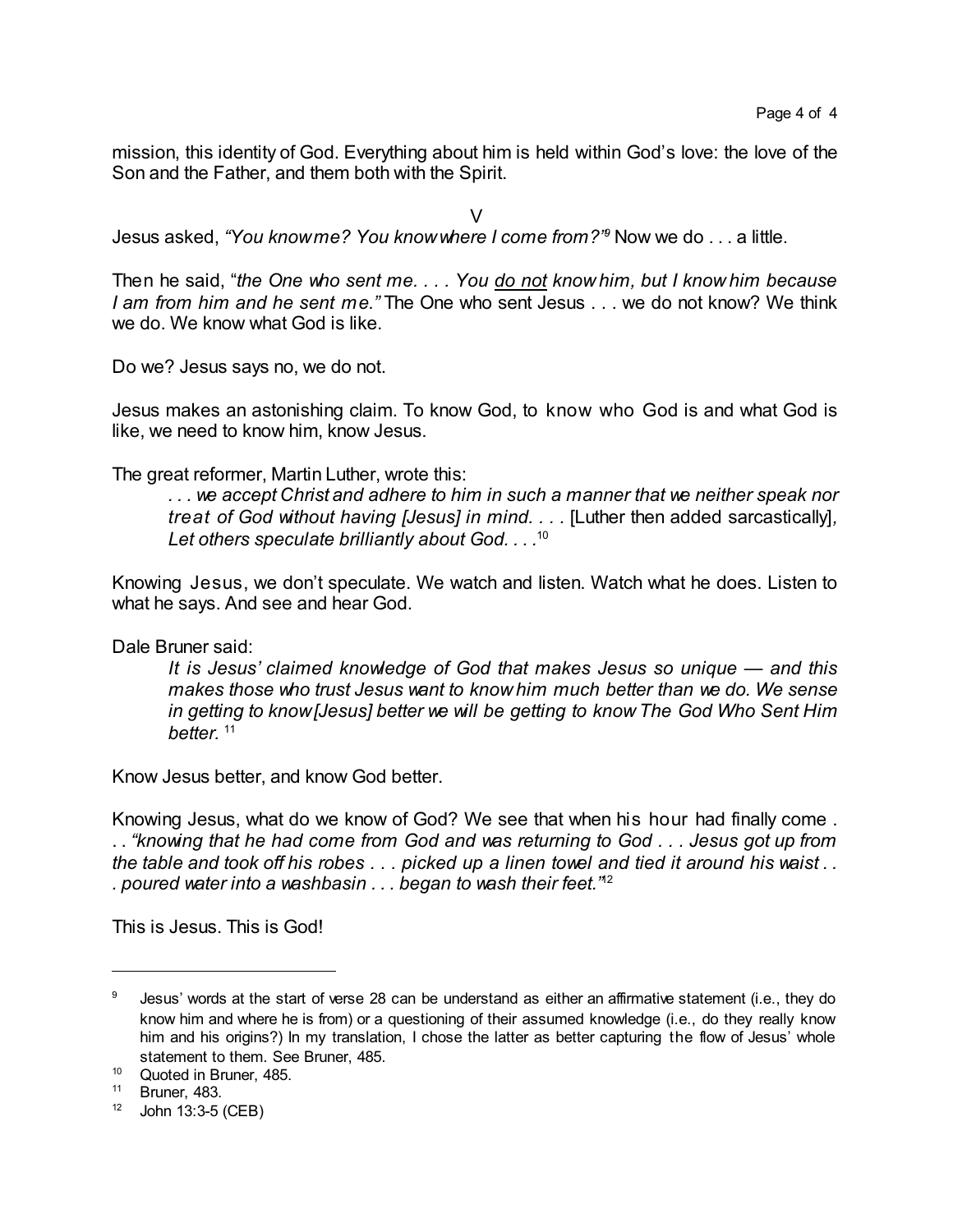mission, this identity of God. Everything about him is held within God's love: the love of the Son and the Father, and them both with the Spirit.

V

Jesus asked, *"You know me? You know where I come from?"*[9] Now we do . . . a little.

Then he said, "*the One who sent me. . . . You do not know him, but I know him because I am from him and he sent me."* The One who sent Jesus . . . we do not know? We think we do. We know what God is like.

Do we? Jesus says no, we do not.

Jesus makes an astonishing claim. To know God, to know who God is and what God is like, we need to know him, know Jesus.

The great reformer, Martin Luther, wrote this:

> *. . . we accept Christ and adhere to him in such a manner that we neither speak nor treat of God without having [Jesus] in mind. . . .* [Luther then added sarcastically]*, Let others speculate brilliantly about God. . . .*[10]

Knowing Jesus, we don't speculate. We watch and listen. Watch what he does. Listen to what he says. And see and hear God.

Dale Bruner said:

> *It is Jesus' claimed knowledge of God that makes Jesus so unique — and this makes those who trust Jesus want to know him much better than we do. We sense in getting to know [Jesus] better we will be getting to know The God Who Sent Him better.* [11]

Know Jesus better, and know God better.

Knowing Jesus, what do we know of God? We see that when his hour had finally come . . . *"knowing that he had come from God and was returning to God . . . Jesus got up from the table and took off his robes . . . picked up a linen towel and tied it around his waist . . . poured water into a washbasin . . . began to wash their feet."*[12]

This is Jesus. This is God!

---

[9] Jesus' words at the start of verse 28 can be understand as either an affirmative statement (i.e., they do know him and where he is from) or a questioning of their assumed knowledge (i.e., do they really know him and his origins?) In my translation, I chose the latter as better capturing the flow of Jesus' whole statement to them. See Bruner, 485.

[10] Quoted in Bruner, 485.

[11] Bruner, 483.

[12] John 13:3-5 (CEB)